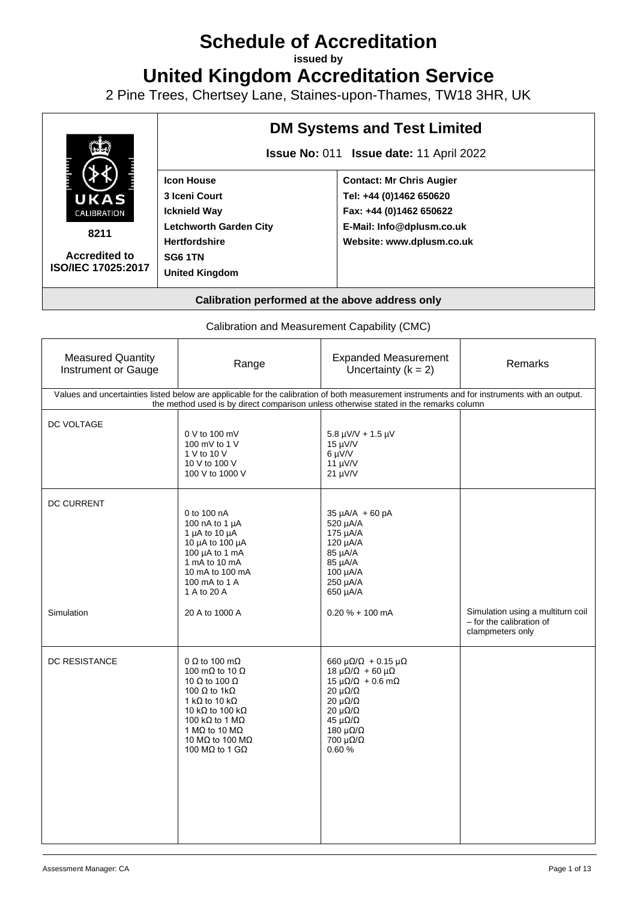# Schedule of Accreditation

**issued by**

# United Kingdom Accreditation Service

2 Pine Trees, Chertsey Lane, Staines-upon-Thames, TW18 3HR, UK

| UKAS CALIBRATION 8211 Accredited to ISO/IEC 17025:2017 | **DM Systems and Test Limited** **Issue No:** 011 **Issue date:** 11 April 2022 | |
|---|---|---|
| | **Icon House** **3 Iceni Court** **Icknield Way** **Letchworth Garden City** **Hertfordshire** **SG6 1TN** **United Kingdom** | **Contact: Mr Chris Augier** **Tel: +44 (0)1462 650620** **Fax: +44 (0)1462 650622** **E-Mail: Info@dplusm.co.uk** **Website: www.dplusm.co.uk** |

**Calibration performed at the above address only**

Calibration and Measurement Capability (CMC)

| Measured Quantity Instrument or Gauge | Range | Expanded Measurement Uncertainty (k = 2) | Remarks |
|---|---|---|---|
| Values and uncertainties listed below are applicable for the calibration of both measurement instruments and for instruments with an output. the method used is by direct comparison unless otherwise stated in the remarks column | | | |
| DC VOLTAGE | 0 V to 100 mV | 5.8 µV/V + 1.5 µV | |
| | 100 mV to 1 V | 15 µV/V | |
| | 1 V to 10 V | 6 µV/V | |
| | 10 V to 100 V | 11 µV/V | |
| | 100 V to 1000 V | 21 µV/V | |
| DC CURRENT | 0 to 100 nA | 35 µA/A + 60 pA | |
| | 100 nA to 1 µA | 520 µA/A | |
| | 1 µA to 10 µA | 175 µA/A | |
| | 10 µA to 100 µA | 120 µA/A | |
| | 100 µA to 1 mA | 85 µA/A | |
| | 1 mA to 10 mA | 85 µA/A | |
| | 10 mA to 100 mA | 100 µA/A | |
| | 100 mA to 1 A | 250 µA/A | |
| | 1 A to 20 A | 650 µA/A | |
| Simulation | 20 A to 1000 A | 0.20 % + 100 mA | Simulation using a multiturn coil – for the calibration of clampmeters only |
| DC RESISTANCE | 0 Ω to 100 mΩ | 660 µΩ/Ω + 0.15 µΩ | |
| | 100 mΩ to 10 Ω | 18 µΩ/Ω + 60 µΩ | |
| | 10 Ω to 100 Ω | 15 µΩ/Ω + 0.6 mΩ | |
| | 100 Ω to 1kΩ | 20 µΩ/Ω | |
| | 1 kΩ to 10 kΩ | 20 µΩ/Ω | |
| | 10 kΩ to 100 kΩ | 20 µΩ/Ω | |
| | 100 kΩ to 1 MΩ | 45 µΩ/Ω | |
| | 1 MΩ to 10 MΩ | 180 µΩ/Ω | |
| | 10 MΩ to 100 MΩ | 700 µΩ/Ω | |
| | 100 MΩ to 1 GΩ | 0.60 % | |

Assessment Manager: CA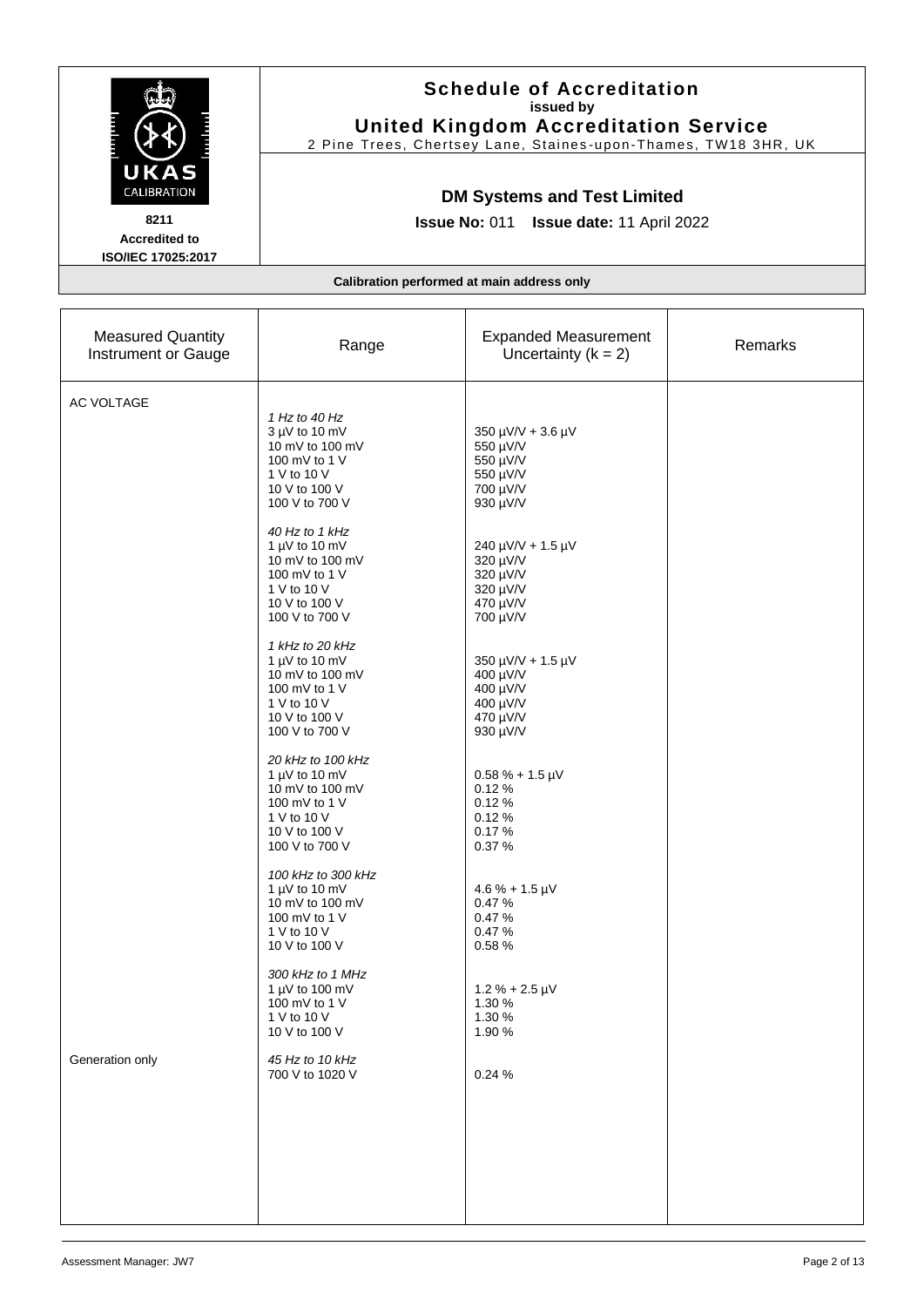# Schedule of Accreditation

**issued by**

**United Kingdom Accreditation Service**

2 Pine Trees, Chertsey Lane, Staines-upon-Thames, TW18 3HR, UK

**8211**
**Accredited to ISO/IEC 17025:2017**

## DM Systems and Test Limited

**Issue No:** 011 **Issue date:** 11 April 2022

**Calibration performed at main address only**

| Measured Quantity Instrument or Gauge | Range | Expanded Measurement Uncertainty (k = 2) | Remarks |
|---|---|---|---|
| AC VOLTAGE | | | |
| | *1 Hz to 40 Hz* | | |
| | 3 µV to 10 mV | 350 µV/V + 3.6 µV | |
| | 10 mV to 100 mV | 550 µV/V | |
| | 100 mV to 1 V | 550 µV/V | |
| | 1 V to 10 V | 550 µV/V | |
| | 10 V to 100 V | 700 µV/V | |
| | 100 V to 700 V | 930 µV/V | |
| | *40 Hz to 1 kHz* | | |
| | 1 µV to 10 mV | 240 µV/V + 1.5 µV | |
| | 10 mV to 100 mV | 320 µV/V | |
| | 100 mV to 1 V | 320 µV/V | |
| | 1 V to 10 V | 320 µV/V | |
| | 10 V to 100 V | 470 µV/V | |
| | 100 V to 700 V | 700 µV/V | |
| | *1 kHz to 20 kHz* | | |
| | 1 µV to 10 mV | 350 µV/V + 1.5 µV | |
| | 10 mV to 100 mV | 400 µV/V | |
| | 100 mV to 1 V | 400 µV/V | |
| | 1 V to 10 V | 400 µV/V | |
| | 10 V to 100 V | 470 µV/V | |
| | 100 V to 700 V | 930 µV/V | |
| | *20 kHz to 100 kHz* | | |
| | 1 µV to 10 mV | 0.58 % + 1.5 µV | |
| | 10 mV to 100 mV | 0.12 % | |
| | 100 mV to 1 V | 0.12 % | |
| | 1 V to 10 V | 0.12 % | |
| | 10 V to 100 V | 0.17 % | |
| | 100 V to 700 V | 0.37 % | |
| | *100 kHz to 300 kHz* | | |
| | 1 µV to 10 mV | 4.6 % + 1.5 µV | |
| | 10 mV to 100 mV | 0.47 % | |
| | 100 mV to 1 V | 0.47 % | |
| | 1 V to 10 V | 0.47 % | |
| | 10 V to 100 V | 0.58 % | |
| | *300 kHz to 1 MHz* | | |
| | 1 µV to 100 mV | 1.2 % + 2.5 µV | |
| | 100 mV to 1 V | 1.30 % | |
| | 1 V to 10 V | 1.30 % | |
| | 10 V to 100 V | 1.90 % | |
| Generation only | *45 Hz to 10 kHz* | | |
| | 700 V to 1020 V | 0.24 % | |

Assessment Manager: JW7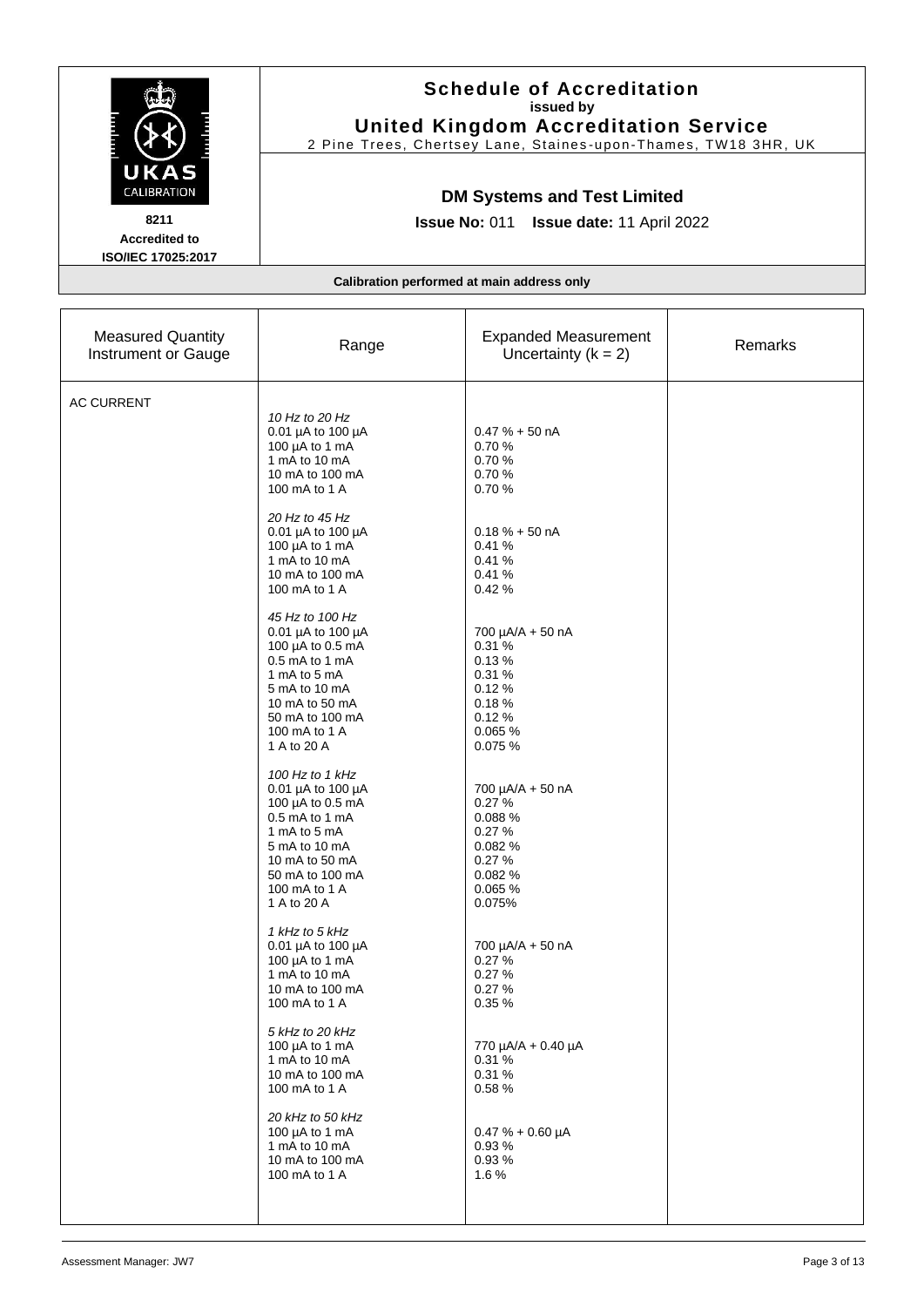# Schedule of Accreditation
**issued by**
**United Kingdom Accreditation Service**
2 Pine Trees, Chertsey Lane, Staines-upon-Thames, TW18 3HR, UK

UKAS CALIBRATION
**8211**
**Accredited to ISO/IEC 17025:2017**

## DM Systems and Test Limited

**Issue No:** 011 **Issue date:** 11 April 2022

**Calibration performed at main address only**

| Measured Quantity Instrument or Gauge | Range | Expanded Measurement Uncertainty (k = 2) | Remarks |
|---|---|---|---|
| AC CURRENT | | | |
| | *10 Hz to 20 Hz* | | |
| | 0.01 µA to 100 µA | 0.47 % + 50 nA | |
| | 100 µA to 1 mA | 0.70 % | |
| | 1 mA to 10 mA | 0.70 % | |
| | 10 mA to 100 mA | 0.70 % | |
| | 100 mA to 1 A | 0.70 % | |
| | *20 Hz to 45 Hz* | | |
| | 0.01 µA to 100 µA | 0.18 % + 50 nA | |
| | 100 µA to 1 mA | 0.41 % | |
| | 1 mA to 10 mA | 0.41 % | |
| | 10 mA to 100 mA | 0.41 % | |
| | 100 mA to 1 A | 0.42 % | |
| | *45 Hz to 100 Hz* | | |
| | 0.01 µA to 100 µA | 700 µA/A + 50 nA | |
| | 100 µA to 0.5 mA | 0.31 % | |
| | 0.5 mA to 1 mA | 0.13 % | |
| | 1 mA to 5 mA | 0.31 % | |
| | 5 mA to 10 mA | 0.12 % | |
| | 10 mA to 50 mA | 0.18 % | |
| | 50 mA to 100 mA | 0.12 % | |
| | 100 mA to 1 A | 0.065 % | |
| | 1 A to 20 A | 0.075 % | |
| | *100 Hz to 1 kHz* | | |
| | 0.01 µA to 100 µA | 700 µA/A + 50 nA | |
| | 100 µA to 0.5 mA | 0.27 % | |
| | 0.5 mA to 1 mA | 0.088 % | |
| | 1 mA to 5 mA | 0.27 % | |
| | 5 mA to 10 mA | 0.082 % | |
| | 10 mA to 50 mA | 0.27 % | |
| | 50 mA to 100 mA | 0.082 % | |
| | 100 mA to 1 A | 0.065 % | |
| | 1 A to 20 A | 0.075% | |
| | *1 kHz to 5 kHz* | | |
| | 0.01 µA to 100 µA | 700 µA/A + 50 nA | |
| | 100 µA to 1 mA | 0.27 % | |
| | 1 mA to 10 mA | 0.27 % | |
| | 10 mA to 100 mA | 0.27 % | |
| | 100 mA to 1 A | 0.35 % | |
| | *5 kHz to 20 kHz* | | |
| | 100 µA to 1 mA | 770 µA/A + 0.40 µA | |
| | 1 mA to 10 mA | 0.31 % | |
| | 10 mA to 100 mA | 0.31 % | |
| | 100 mA to 1 A | 0.58 % | |
| | *20 kHz to 50 kHz* | | |
| | 100 µA to 1 mA | 0.47 % + 0.60 µA | |
| | 1 mA to 10 mA | 0.93 % | |
| | 10 mA to 100 mA | 0.93 % | |
| | 100 mA to 1 A | 1.6 % | |

Assessment Manager: JW7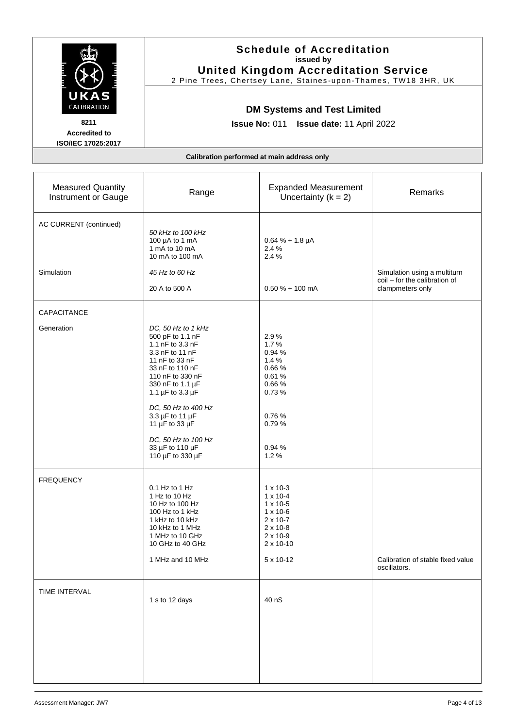# Schedule of Accreditation

**issued by**

**United Kingdom Accreditation Service**

2 Pine Trees, Chertsey Lane, Staines-upon-Thames, TW18 3HR, UK

**8211**
**Accredited to ISO/IEC 17025:2017**

## DM Systems and Test Limited

**Issue No:** 011 **Issue date:** 11 April 2022

**Calibration performed at main address only**

| Measured Quantity Instrument or Gauge | Range | Expanded Measurement Uncertainty (k = 2) | Remarks |
|---|---|---|---|
| AC CURRENT (continued) | *50 kHz to 100 kHz* | | |
| | 100 µA to 1 mA | 0.64 % + 1.8 µA | |
| | 1 mA to 10 mA | 2.4 % | |
| | 10 mA to 100 mA | 2.4 % | |
| Simulation | *45 Hz to 60 Hz* | | Simulation using a multiturn coil – for the calibration of clampmeters only |
| | 20 A to 500 A | 0.50 % + 100 mA | |
| CAPACITANCE | | | |
| Generation | *DC, 50 Hz to 1 kHz* | | |
| | 500 pF to 1.1 nF | 2.9 % | |
| | 1.1 nF to 3.3 nF | 1.7 % | |
| | 3.3 nF to 11 nF | 0.94 % | |
| | 11 nF to 33 nF | 1.4 % | |
| | 33 nF to 110 nF | 0.66 % | |
| | 110 nF to 330 nF | 0.61 % | |
| | 330 nF to 1.1 µF | 0.66 % | |
| | 1.1 µF to 3.3 µF | 0.73 % | |
| | *DC, 50 Hz to 400 Hz* | | |
| | 3.3 µF to 11 µF | 0.76 % | |
| | 11 µF to 33 µF | 0.79 % | |
| | *DC, 50 Hz to 100 Hz* | | |
| | 33 µF to 110 µF | 0.94 % | |
| | 110 µF to 330 µF | 1.2 % | |
| FREQUENCY | 0.1 Hz to 1 Hz | 1 x 10-3 | |
| | 1 Hz to 10 Hz | 1 x 10-4 | |
| | 10 Hz to 100 Hz | 1 x 10-5 | |
| | 100 Hz to 1 kHz | 1 x 10-6 | |
| | 1 kHz to 10 kHz | 2 x 10-7 | |
| | 10 kHz to 1 MHz | 2 x 10-8 | |
| | 1 MHz to 10 GHz | 2 x 10-9 | |
| | 10 GHz to 40 GHz | 2 x 10-10 | |
| | 1 MHz and 10 MHz | 5 x 10-12 | Calibration of stable fixed value oscillators. |
| TIME INTERVAL | 1 s to 12 days | 40 nS | |

Assessment Manager: JW7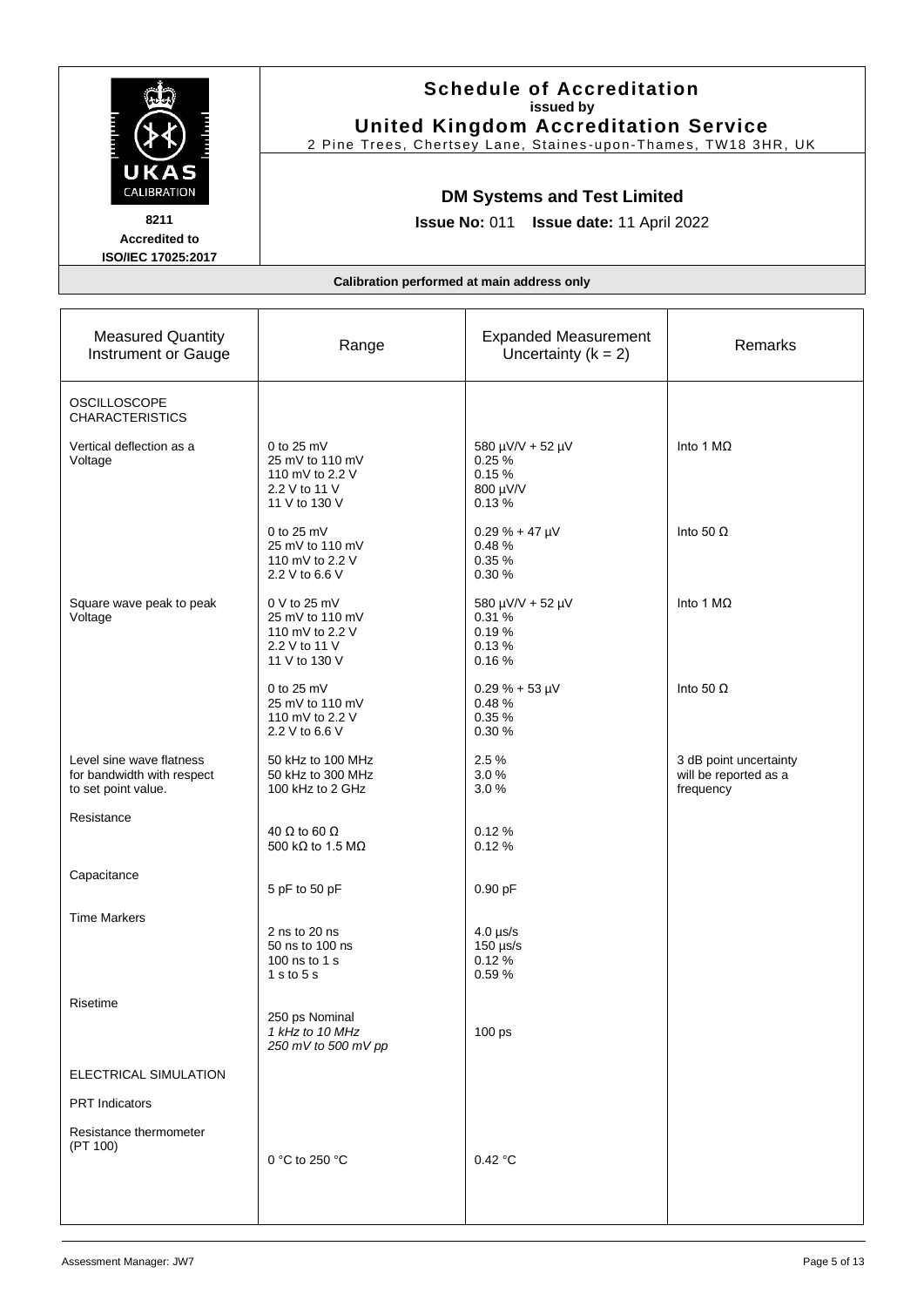# Schedule of Accreditation
**issued by**
**United Kingdom Accreditation Service**
2 Pine Trees, Chertsey Lane, Staines-upon-Thames, TW18 3HR, UK

**8211**
**Accredited to**
**ISO/IEC 17025:2017**

## DM Systems and Test Limited

**Issue No:** 011 **Issue date:** 11 April 2022

**Calibration performed at main address only**

| Measured Quantity Instrument or Gauge | Range | Expanded Measurement Uncertainty (k = 2) | Remarks |
|---|---|---|---|
| OSCILLOSCOPE CHARACTERISTICS | | | |
| Vertical deflection as a Voltage | 0 to 25 mV<br>25 mV to 110 mV<br>110 mV to 2.2 V<br>2.2 V to 11 V<br>11 V to 130 V | 580 µV/V + 52 µV<br>0.25 %<br>0.15 %<br>800 µV/V<br>0.13 % | Into 1 MΩ |
| | 0 to 25 mV<br>25 mV to 110 mV<br>110 mV to 2.2 V<br>2.2 V to 6.6 V | 0.29 % + 47 µV<br>0.48 %<br>0.35 %<br>0.30 % | Into 50 Ω |
| Square wave peak to peak Voltage | 0 V to 25 mV<br>25 mV to 110 mV<br>110 mV to 2.2 V<br>2.2 V to 11 V<br>11 V to 130 V | 580 µV/V + 52 µV<br>0.31 %<br>0.19 %<br>0.13 %<br>0.16 % | Into 1 MΩ |
| | 0 to 25 mV<br>25 mV to 110 mV<br>110 mV to 2.2 V<br>2.2 V to 6.6 V | 0.29 % + 53 µV<br>0.48 %<br>0.35 %<br>0.30 % | Into 50 Ω |
| Level sine wave flatness for bandwidth with respect to set point value. | 50 kHz to 100 MHz<br>50 kHz to 300 MHz<br>100 kHz to 2 GHz | 2.5 %<br>3.0 %<br>3.0 % | 3 dB point uncertainty will be reported as a frequency |
| Resistance | 40 Ω to 60 Ω<br>500 kΩ to 1.5 MΩ | 0.12 %<br>0.12 % | |
| Capacitance | 5 pF to 50 pF | 0.90 pF | |
| Time Markers | 2 ns to 20 ns<br>50 ns to 100 ns<br>100 ns to 1 s<br>1 s to 5 s | 4.0 µs/s<br>150 µs/s<br>0.12 %<br>0.59 % | |
| Risetime | 250 ps Nominal<br>*1 kHz to 10 MHz*<br>*250 mV to 500 mV pp* | 100 ps | |
| ELECTRICAL SIMULATION | | | |
| PRT Indicators | | | |
| Resistance thermometer (PT 100) | 0 °C to 250 °C | 0.42 °C | |

Assessment Manager: JW7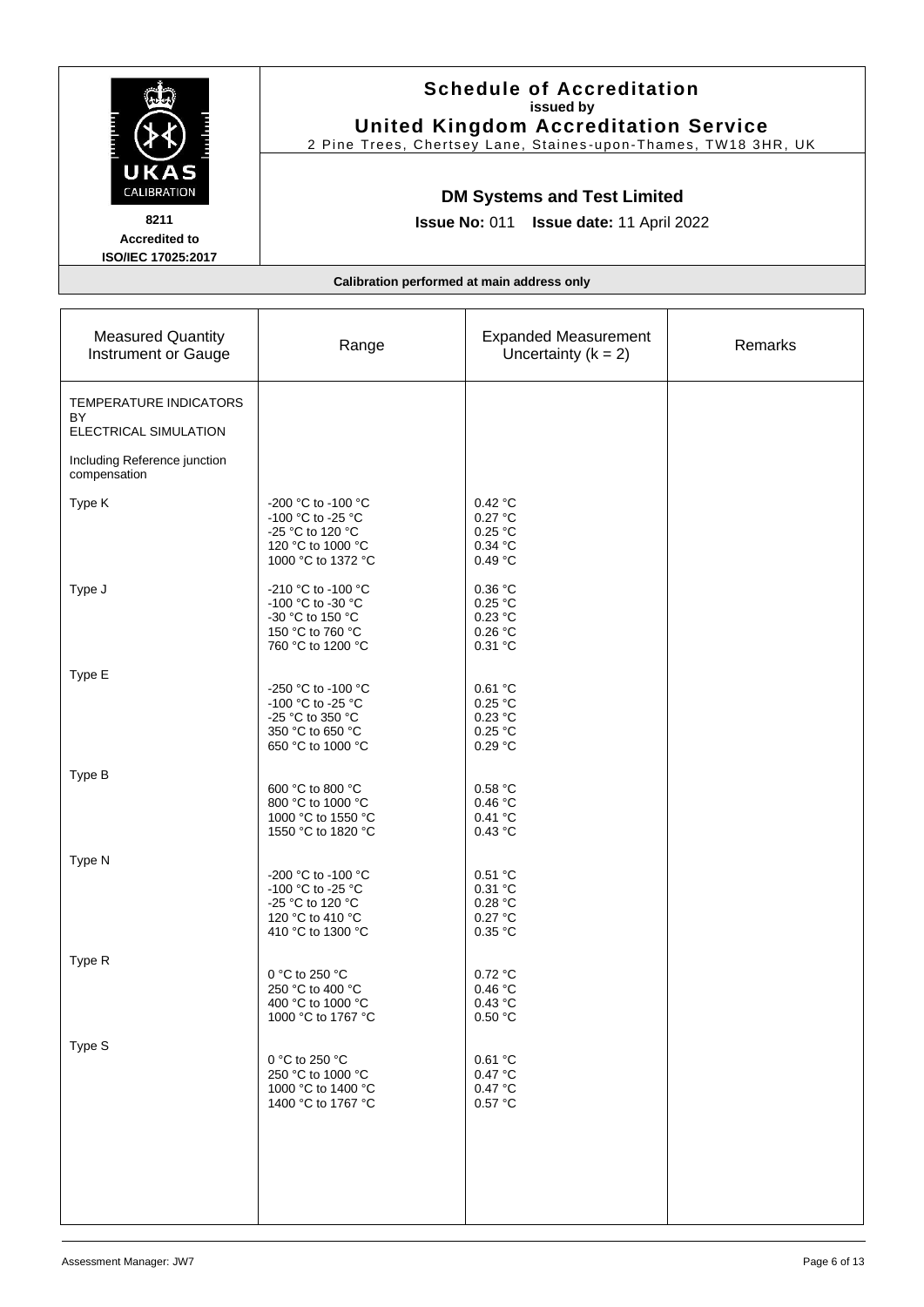**Schedule of Accreditation**
**issued by**
**United Kingdom Accreditation Service**
2 Pine Trees, Chertsey Lane, Staines-upon-Thames, TW18 3HR, UK

UKAS CALIBRATION
**8211**
**Accredited to**
**ISO/IEC 17025:2017**

**DM Systems and Test Limited**

**Issue No:** 011 **Issue date:** 11 April 2022

**Calibration performed at main address only**

| Measured Quantity Instrument or Gauge | Range | Expanded Measurement Uncertainty (k = 2) | Remarks |
|---|---|---|---|
| TEMPERATURE INDICATORS BY ELECTRICAL SIMULATION | | | |
| Including Reference junction compensation | | | |
| Type K | -200 °C to -100 °C | 0.42 °C | |
| | -100 °C to -25 °C | 0.27 °C | |
| | -25 °C to 120 °C | 0.25 °C | |
| | 120 °C to 1000 °C | 0.34 °C | |
| | 1000 °C to 1372 °C | 0.49 °C | |
| Type J | -210 °C to -100 °C | 0.36 °C | |
| | -100 °C to -30 °C | 0.25 °C | |
| | -30 °C to 150 °C | 0.23 °C | |
| | 150 °C to 760 °C | 0.26 °C | |
| | 760 °C to 1200 °C | 0.31 °C | |
| Type E | -250 °C to -100 °C | 0.61 °C | |
| | -100 °C to -25 °C | 0.25 °C | |
| | -25 °C to 350 °C | 0.23 °C | |
| | 350 °C to 650 °C | 0.25 °C | |
| | 650 °C to 1000 °C | 0.29 °C | |
| Type B | 600 °C to 800 °C | 0.58 °C | |
| | 800 °C to 1000 °C | 0.46 °C | |
| | 1000 °C to 1550 °C | 0.41 °C | |
| | 1550 °C to 1820 °C | 0.43 °C | |
| Type N | -200 °C to -100 °C | 0.51 °C | |
| | -100 °C to -25 °C | 0.31 °C | |
| | -25 °C to 120 °C | 0.28 °C | |
| | 120 °C to 410 °C | 0.27 °C | |
| | 410 °C to 1300 °C | 0.35 °C | |
| Type R | 0 °C to 250 °C | 0.72 °C | |
| | 250 °C to 400 °C | 0.46 °C | |
| | 400 °C to 1000 °C | 0.43 °C | |
| | 1000 °C to 1767 °C | 0.50 °C | |
| Type S | 0 °C to 250 °C | 0.61 °C | |
| | 250 °C to 1000 °C | 0.47 °C | |
| | 1000 °C to 1400 °C | 0.47 °C | |
| | 1400 °C to 1767 °C | 0.57 °C | |

Assessment Manager: JW7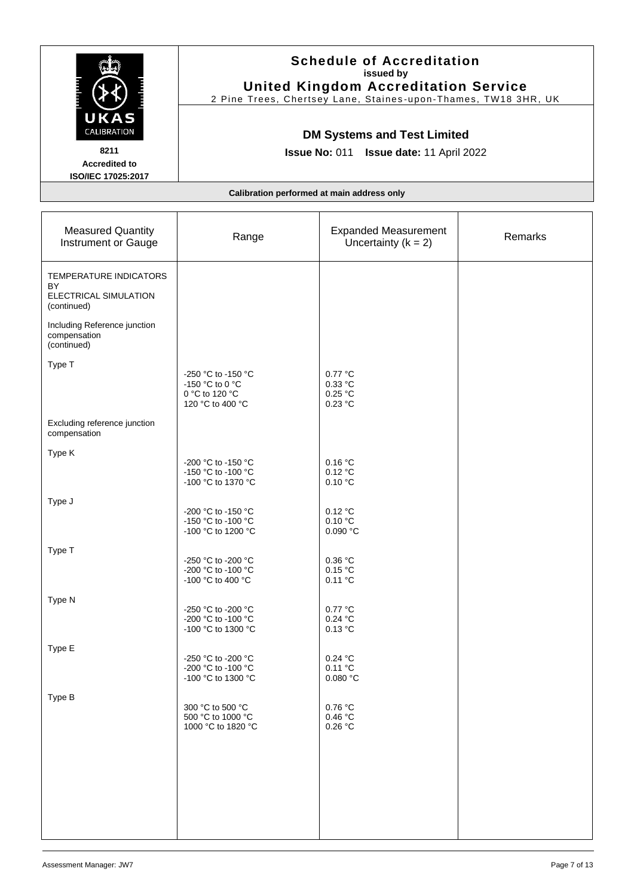**Schedule of Accreditation**
**issued by**
**United Kingdom Accreditation Service**
2 Pine Trees, Chertsey Lane, Staines-upon-Thames, TW18 3HR, UK

UKAS CALIBRATION

**8211**
**Accredited to**
**ISO/IEC 17025:2017**

**DM Systems and Test Limited**

**Issue No:** 011 **Issue date:** 11 April 2022

**Calibration performed at main address only**

| Measured Quantity Instrument or Gauge | Range | Expanded Measurement Uncertainty (k = 2) | Remarks |
|---|---|---|---|
| TEMPERATURE INDICATORS BY ELECTRICAL SIMULATION (continued) | | | |
| Including Reference junction compensation (continued) | | | |
| Type T | -250 °C to -150 °C | 0.77 °C | |
| | -150 °C to 0 °C | 0.33 °C | |
| | 0 °C to 120 °C | 0.25 °C | |
| | 120 °C to 400 °C | 0.23 °C | |
| Excluding reference junction compensation | | | |
| Type K | -200 °C to -150 °C | 0.16 °C | |
| | -150 °C to -100 °C | 0.12 °C | |
| | -100 °C to 1370 °C | 0.10 °C | |
| Type J | -200 °C to -150 °C | 0.12 °C | |
| | -150 °C to -100 °C | 0.10 °C | |
| | -100 °C to 1200 °C | 0.090 °C | |
| Type T | -250 °C to -200 °C | 0.36 °C | |
| | -200 °C to -100 °C | 0.15 °C | |
| | -100 °C to 400 °C | 0.11 °C | |
| Type N | -250 °C to -200 °C | 0.77 °C | |
| | -200 °C to -100 °C | 0.24 °C | |
| | -100 °C to 1300 °C | 0.13 °C | |
| Type E | -250 °C to -200 °C | 0.24 °C | |
| | -200 °C to -100 °C | 0.11 °C | |
| | -100 °C to 1300 °C | 0.080 °C | |
| Type B | 300 °C to 500 °C | 0.76 °C | |
| | 500 °C to 1000 °C | 0.46 °C | |
| | 1000 °C to 1820 °C | 0.26 °C | |

Assessment Manager: JW7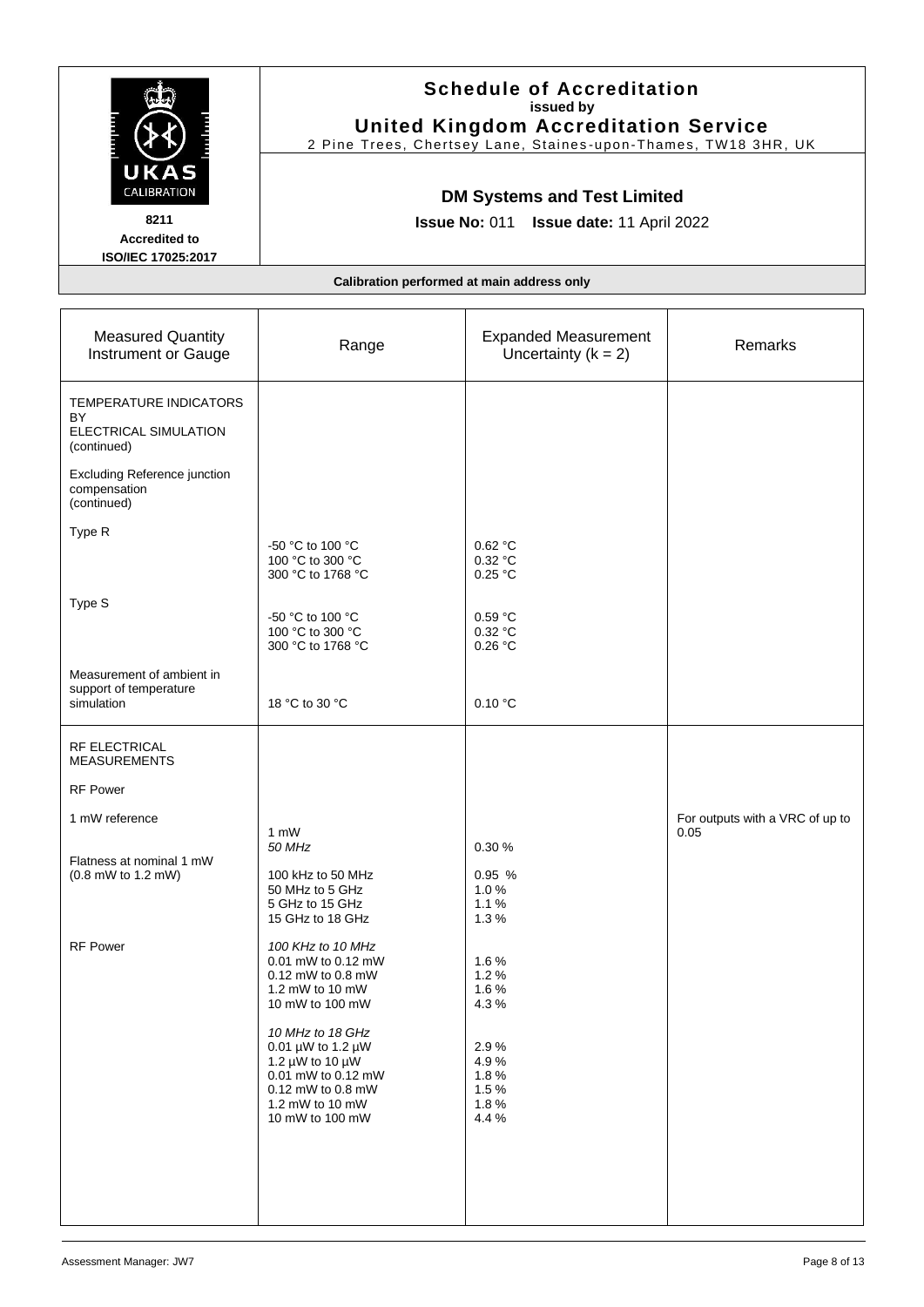# Schedule of Accreditation
**issued by**
**United Kingdom Accreditation Service**
2 Pine Trees, Chertsey Lane, Staines-upon-Thames, TW18 3HR, UK

UKAS CALIBRATION
**8211**
**Accredited to ISO/IEC 17025:2017**

## DM Systems and Test Limited

**Issue No:** 011 **Issue date:** 11 April 2022

**Calibration performed at main address only**

| Measured Quantity Instrument or Gauge | Range | Expanded Measurement Uncertainty (k = 2) | Remarks |
|---|---|---|---|
| TEMPERATURE INDICATORS BY ELECTRICAL SIMULATION (continued) | | | |
| Excluding Reference junction compensation (continued) | | | |
| Type R | -50 °C to 100 °C<br>100 °C to 300 °C<br>300 °C to 1768 °C | 0.62 °C<br>0.32 °C<br>0.25 °C | |
| Type S | -50 °C to 100 °C<br>100 °C to 300 °C<br>300 °C to 1768 °C | 0.59 °C<br>0.32 °C<br>0.26 °C | |
| Measurement of ambient in support of temperature simulation | 18 °C to 30 °C | 0.10 °C | |
| RF ELECTRICAL MEASUREMENTS | | | |
| RF Power | | | |
| 1 mW reference | 1 mW<br>*50 MHz* | 0.30 % | For outputs with a VRC of up to 0.05 |
| Flatness at nominal 1 mW (0.8 mW to 1.2 mW) | 100 kHz to 50 MHz<br>50 MHz to 5 GHz<br>5 GHz to 15 GHz<br>15 GHz to 18 GHz | 0.95 %<br>1.0 %<br>1.1 %<br>1.3 % | |
| RF Power | *100 KHz to 10 MHz*<br>0.01 mW to 0.12 mW<br>0.12 mW to 0.8 mW<br>1.2 mW to 10 mW<br>10 mW to 100 mW | <br>1.6 %<br>1.2 %<br>1.6 %<br>4.3 % | |
| | *10 MHz to 18 GHz*<br>0.01 µW to 1.2 µW<br>1.2 µW to 10 µW<br>0.01 mW to 0.12 mW<br>0.12 mW to 0.8 mW<br>1.2 mW to 10 mW<br>10 mW to 100 mW | <br>2.9 %<br>4.9 %<br>1.8 %<br>1.5 %<br>1.8 %<br>4.4 % | |

Assessment Manager: JW7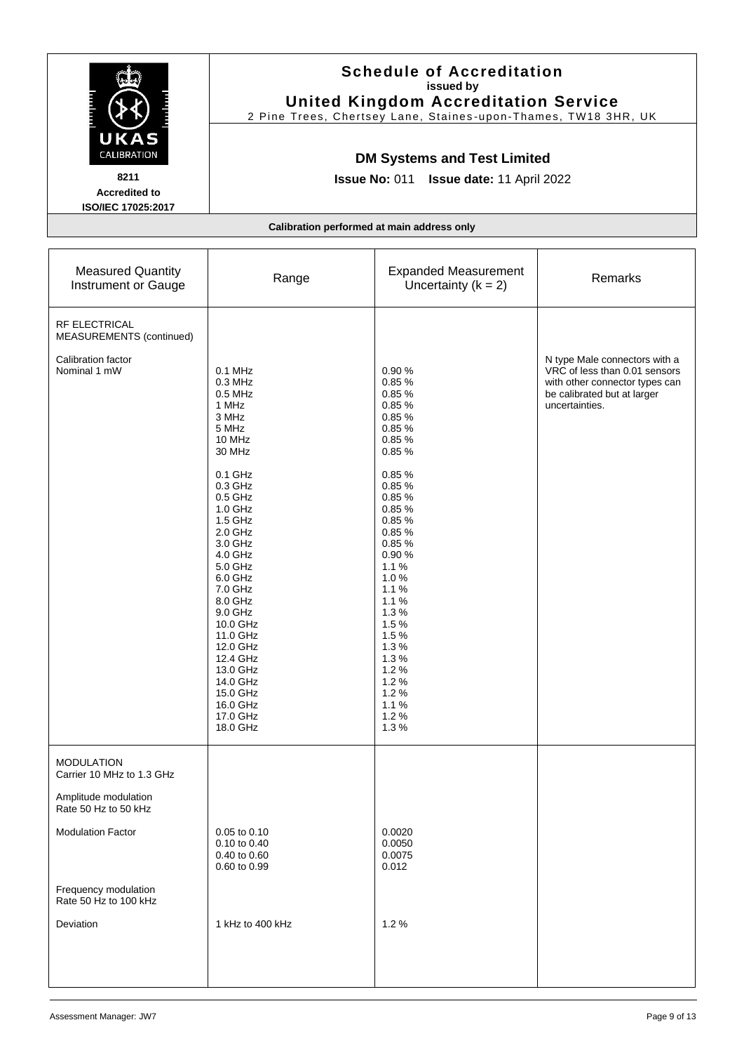# Schedule of Accreditation
**issued by**
**United Kingdom Accreditation Service**
2 Pine Trees, Chertsey Lane, Staines-upon-Thames, TW18 3HR, UK

**8211**
**Accredited to ISO/IEC 17025:2017**

## DM Systems and Test Limited

**Issue No:** 011 **Issue date:** 11 April 2022

**Calibration performed at main address only**

| Measured Quantity Instrument or Gauge | Range | Expanded Measurement Uncertainty (k = 2) | Remarks |
|---|---|---|---|
| RF ELECTRICAL MEASUREMENTS (continued) | | | |
| Calibration factor Nominal 1 mW | 0.1 MHz | 0.90 % | N type Male connectors with a VRC of less than 0.01 sensors with other connector types can be calibrated but at larger uncertainties. |
| | 0.3 MHz | 0.85 % | |
| | 0.5 MHz | 0.85 % | |
| | 1 MHz | 0.85 % | |
| | 3 MHz | 0.85 % | |
| | 5 MHz | 0.85 % | |
| | 10 MHz | 0.85 % | |
| | 30 MHz | 0.85 % | |
| | 0.1 GHz | 0.85 % | |
| | 0.3 GHz | 0.85 % | |
| | 0.5 GHz | 0.85 % | |
| | 1.0 GHz | 0.85 % | |
| | 1.5 GHz | 0.85 % | |
| | 2.0 GHz | 0.85 % | |
| | 3.0 GHz | 0.85 % | |
| | 4.0 GHz | 0.90 % | |
| | 5.0 GHz | 1.1 % | |
| | 6.0 GHz | 1.0 % | |
| | 7.0 GHz | 1.1 % | |
| | 8.0 GHz | 1.1 % | |
| | 9.0 GHz | 1.3 % | |
| | 10.0 GHz | 1.5 % | |
| | 11.0 GHz | 1.5 % | |
| | 12.0 GHz | 1.3 % | |
| | 12.4 GHz | 1.3 % | |
| | 13.0 GHz | 1.2 % | |
| | 14.0 GHz | 1.2 % | |
| | 15.0 GHz | 1.2 % | |
| | 16.0 GHz | 1.1 % | |
| | 17.0 GHz | 1.2 % | |
| | 18.0 GHz | 1.3 % | |
| MODULATION Carrier 10 MHz to 1.3 GHz | | | |
| Amplitude modulation Rate 50 Hz to 50 kHz | | | |
| Modulation Factor | 0.05 to 0.10 | 0.0020 | |
| | 0.10 to 0.40 | 0.0050 | |
| | 0.40 to 0.60 | 0.0075 | |
| | 0.60 to 0.99 | 0.012 | |
| Frequency modulation Rate 50 Hz to 100 kHz | | | |
| Deviation | 1 kHz to 400 kHz | 1.2 % | |

Assessment Manager: JW7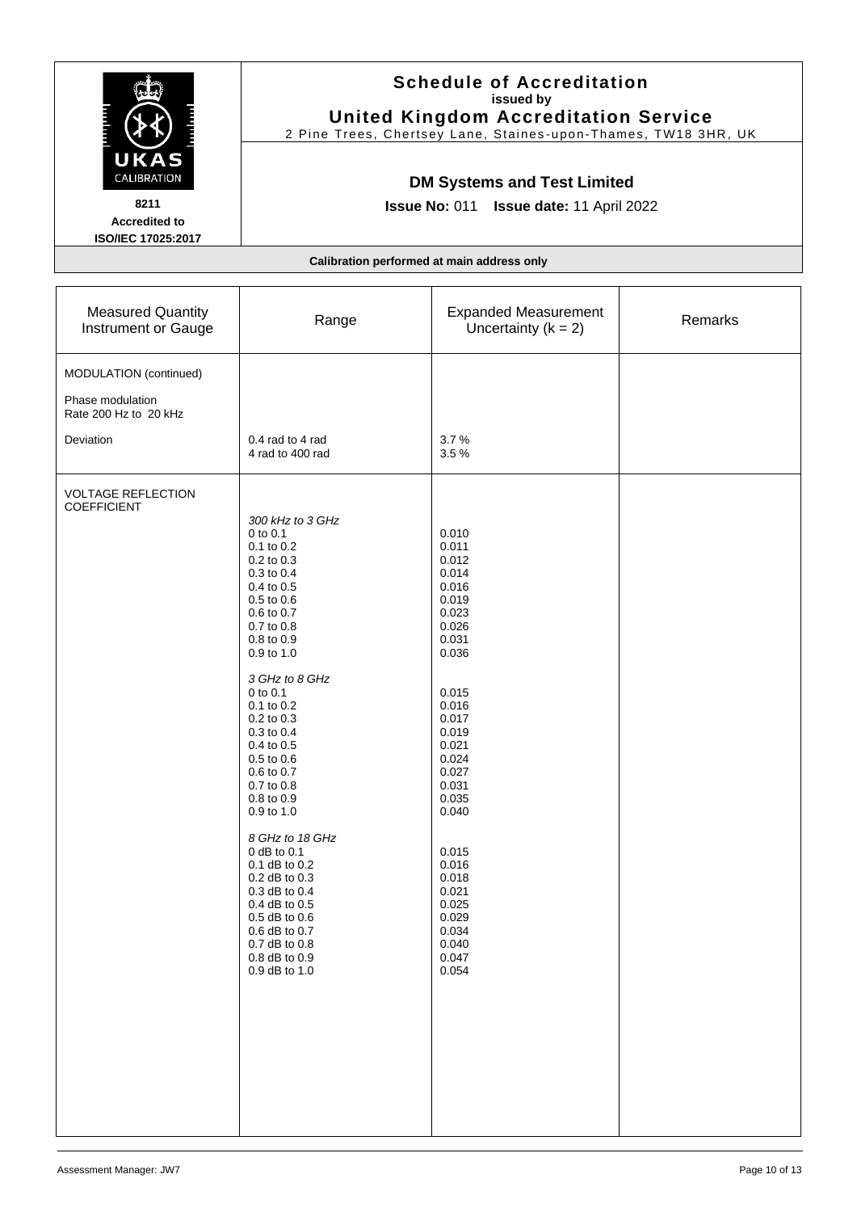# Schedule of Accreditation
**issued by**
**United Kingdom Accreditation Service**
2 Pine Trees, Chertsey Lane, Staines-upon-Thames, TW18 3HR, UK

UKAS CALIBRATION
**8211**
**Accredited to ISO/IEC 17025:2017**

## DM Systems and Test Limited

**Issue No:** 011 **Issue date:** 11 April 2022

**Calibration performed at main address only**

| Measured Quantity Instrument or Gauge | Range | Expanded Measurement Uncertainty (k = 2) | Remarks |
|---|---|---|---|
| MODULATION (continued) | | | |
| Phase modulation<br>Rate 200 Hz to 20 kHz | | | |
| Deviation | 0.4 rad to 4 rad<br>4 rad to 400 rad | 3.7 %<br>3.5 % | |
| VOLTAGE REFLECTION COEFFICIENT | *300 kHz to 3 GHz*<br>0 to 0.1<br>0.1 to 0.2<br>0.2 to 0.3<br>0.3 to 0.4<br>0.4 to 0.5<br>0.5 to 0.6<br>0.6 to 0.7<br>0.7 to 0.8<br>0.8 to 0.9<br>0.9 to 1.0 | <br>0.010<br>0.011<br>0.012<br>0.014<br>0.016<br>0.019<br>0.023<br>0.026<br>0.031<br>0.036 | |
| | *3 GHz to 8 GHz*<br>0 to 0.1<br>0.1 to 0.2<br>0.2 to 0.3<br>0.3 to 0.4<br>0.4 to 0.5<br>0.5 to 0.6<br>0.6 to 0.7<br>0.7 to 0.8<br>0.8 to 0.9<br>0.9 to 1.0 | <br>0.015<br>0.016<br>0.017<br>0.019<br>0.021<br>0.024<br>0.027<br>0.031<br>0.035<br>0.040 | |
| | *8 GHz to 18 GHz*<br>0 dB to 0.1<br>0.1 dB to 0.2<br>0.2 dB to 0.3<br>0.3 dB to 0.4<br>0.4 dB to 0.5<br>0.5 dB to 0.6<br>0.6 dB to 0.7<br>0.7 dB to 0.8<br>0.8 dB to 0.9<br>0.9 dB to 1.0 | <br>0.015<br>0.016<br>0.018<br>0.021<br>0.025<br>0.029<br>0.034<br>0.040<br>0.047<br>0.054 | |

Assessment Manager: JW7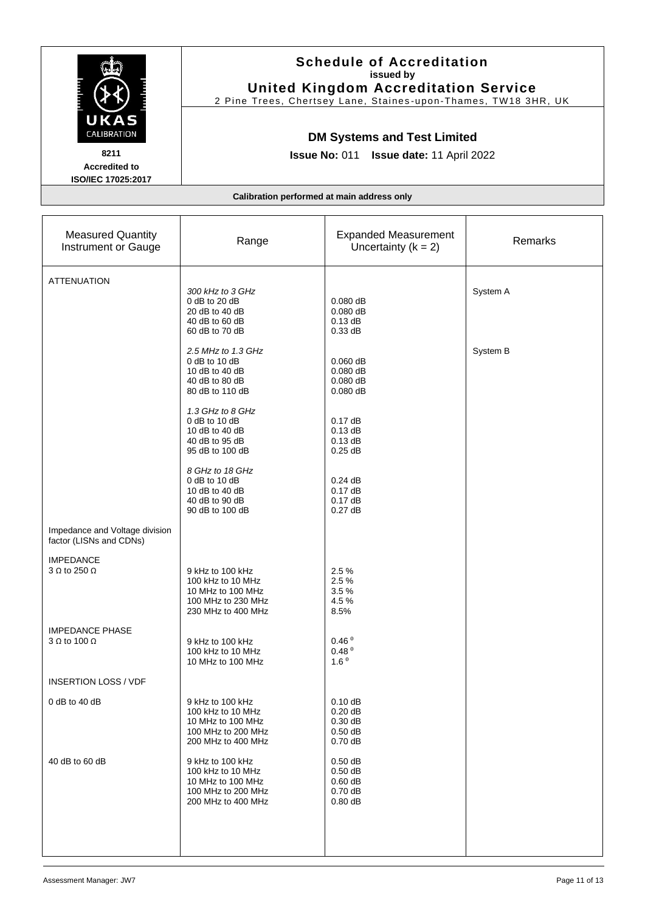# Schedule of Accreditation

**issued by**

**United Kingdom Accreditation Service**

2 Pine Trees, Chertsey Lane, Staines-upon-Thames, TW18 3HR, UK

UKAS CALIBRATION

**8211**

**Accredited to ISO/IEC 17025:2017**

**DM Systems and Test Limited**

**Issue No:** 011 **Issue date:** 11 April 2022

**Calibration performed at main address only**

| Measured Quantity Instrument or Gauge | Range | Expanded Measurement Uncertainty (k = 2) | Remarks |
|---|---|---|---|
| ATTENUATION | | | |
| | *300 kHz to 3 GHz* | | System A |
| | 0 dB to 20 dB | 0.080 dB | |
| | 20 dB to 40 dB | 0.080 dB | |
| | 40 dB to 60 dB | 0.13 dB | |
| | 60 dB to 70 dB | 0.33 dB | |
| | *2.5 MHz to 1.3 GHz* | | System B |
| | 0 dB to 10 dB | 0.060 dB | |
| | 10 dB to 40 dB | 0.080 dB | |
| | 40 dB to 80 dB | 0.080 dB | |
| | 80 dB to 110 dB | 0.080 dB | |
| | *1.3 GHz to 8 GHz* | | |
| | 0 dB to 10 dB | 0.17 dB | |
| | 10 dB to 40 dB | 0.13 dB | |
| | 40 dB to 95 dB | 0.13 dB | |
| | 95 dB to 100 dB | 0.25 dB | |
| | *8 GHz to 18 GHz* | | |
| | 0 dB to 10 dB | 0.24 dB | |
| | 10 dB to 40 dB | 0.17 dB | |
| | 40 dB to 90 dB | 0.17 dB | |
| | 90 dB to 100 dB | 0.27 dB | |
| Impedance and Voltage division factor (LISNs and CDNs) | | | |
| IMPEDANCE 3 Ω to 250 Ω | 9 kHz to 100 kHz | 2.5 % | |
| | 100 kHz to 10 MHz | 2.5 % | |
| | 10 MHz to 100 MHz | 3.5 % | |
| | 100 MHz to 230 MHz | 4.5 % | |
| | 230 MHz to 400 MHz | 8.5% | |
| IMPEDANCE PHASE 3 Ω to 100 Ω | 9 kHz to 100 kHz | 0.46 ° | |
| | 100 kHz to 10 MHz | 0.48 ° | |
| | 10 MHz to 100 MHz | 1.6 ° | |
| INSERTION LOSS / VDF | | | |
| 0 dB to 40 dB | 9 kHz to 100 kHz | 0.10 dB | |
| | 100 kHz to 10 MHz | 0.20 dB | |
| | 10 MHz to 100 MHz | 0.30 dB | |
| | 100 MHz to 200 MHz | 0.50 dB | |
| | 200 MHz to 400 MHz | 0.70 dB | |
| 40 dB to 60 dB | 9 kHz to 100 kHz | 0.50 dB | |
| | 100 kHz to 10 MHz | 0.50 dB | |
| | 10 MHz to 100 MHz | 0.60 dB | |
| | 100 MHz to 200 MHz | 0.70 dB | |
| | 200 MHz to 400 MHz | 0.80 dB | |

Assessment Manager: JW7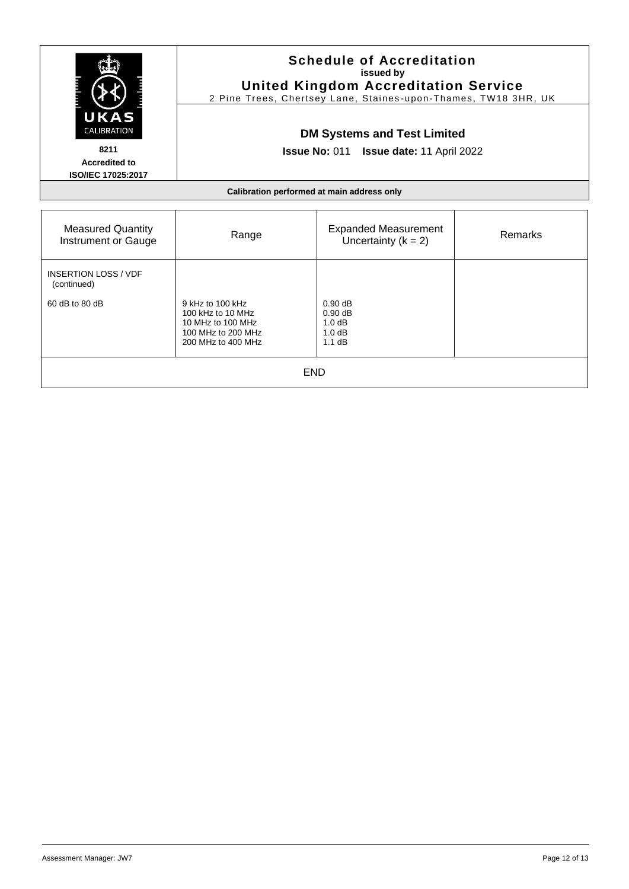**Schedule of Accreditation**
**issued by**
**United Kingdom Accreditation Service**
2 Pine Trees, Chertsey Lane, Staines-upon-Thames, TW18 3HR, UK

UKAS CALIBRATION

**8211**
**Accredited to**
**ISO/IEC 17025:2017**

**DM Systems and Test Limited**

**Issue No:** 011 **Issue date:** 11 April 2022

**Calibration performed at main address only**

| Measured Quantity Instrument or Gauge | Range | Expanded Measurement Uncertainty (k = 2) | Remarks |
|---|---|---|---|
| INSERTION LOSS / VDF (continued) | | | |
| 60 dB to 80 dB | 9 kHz to 100 kHz<br>100 kHz to 10 MHz<br>10 MHz to 100 MHz<br>100 MHz to 200 MHz<br>200 MHz to 400 MHz | 0.90 dB<br>0.90 dB<br>1.0 dB<br>1.0 dB<br>1.1 dB | |

END

Assessment Manager: JW7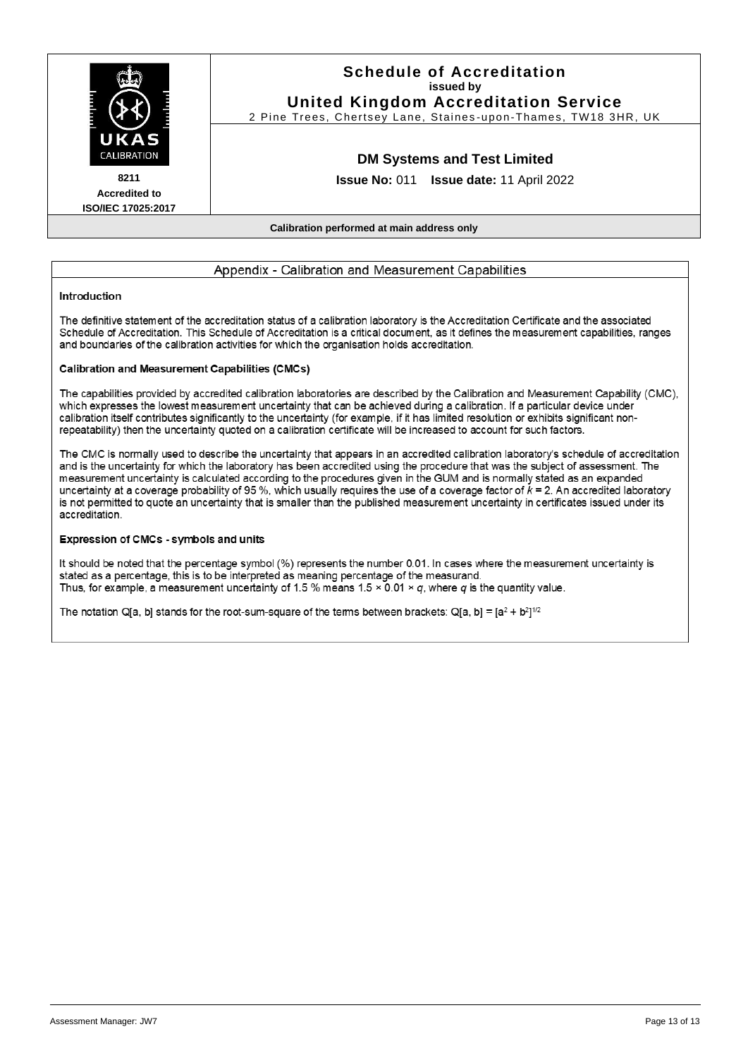# Schedule of Accreditation
**issued by**
**United Kingdom Accreditation Service**
2 Pine Trees, Chertsey Lane, Staines-upon-Thames, TW18 3HR, UK

UKAS CALIBRATION

**8211**
**Accredited to**
**ISO/IEC 17025:2017**

## DM Systems and Test Limited

**Issue No:** 011 **Issue date:** 11 April 2022

**Calibration performed at main address only**

## Appendix - Calibration and Measurement Capabilities

### Introduction

The definitive statement of the accreditation status of a calibration laboratory is the Accreditation Certificate and the associated Schedule of Accreditation. This Schedule of Accreditation is a critical document, as it defines the measurement capabilities, ranges and boundaries of the calibration activities for which the organisation holds accreditation.

### Calibration and Measurement Capabilities (CMCs)

The capabilities provided by accredited calibration laboratories are described by the Calibration and Measurement Capability (CMC), which expresses the lowest measurement uncertainty that can be achieved during a calibration. If a particular device under calibration itself contributes significantly to the uncertainty (for example, if it has limited resolution or exhibits significant non-repeatability) then the uncertainty quoted on a calibration certificate will be increased to account for such factors.

The CMC is normally used to describe the uncertainty that appears in an accredited calibration laboratory's schedule of accreditation and is the uncertainty for which the laboratory has been accredited using the procedure that was the subject of assessment. The measurement uncertainty is calculated according to the procedures given in the GUM and is normally stated as an expanded uncertainty at a coverage probability of 95 %, which usually requires the use of a coverage factor of $k = 2$. An accredited laboratory is not permitted to quote an uncertainty that is smaller than the published measurement uncertainty in certificates issued under its accreditation.

### Expression of CMCs - symbols and units

It should be noted that the percentage symbol (%) represents the number 0.01. In cases where the measurement uncertainty is stated as a percentage, this is to be interpreted as meaning percentage of the measurand.
Thus, for example, a measurement uncertainty of 1.5 % means $1.5 \times 0.01 \times q$, where $q$ is the quantity value.

The notation Q[a, b] stands for the root-sum-square of the terms between brackets: $Q[a, b] = [a^2 + b^2]^{1/2}$

Assessment Manager: JW7